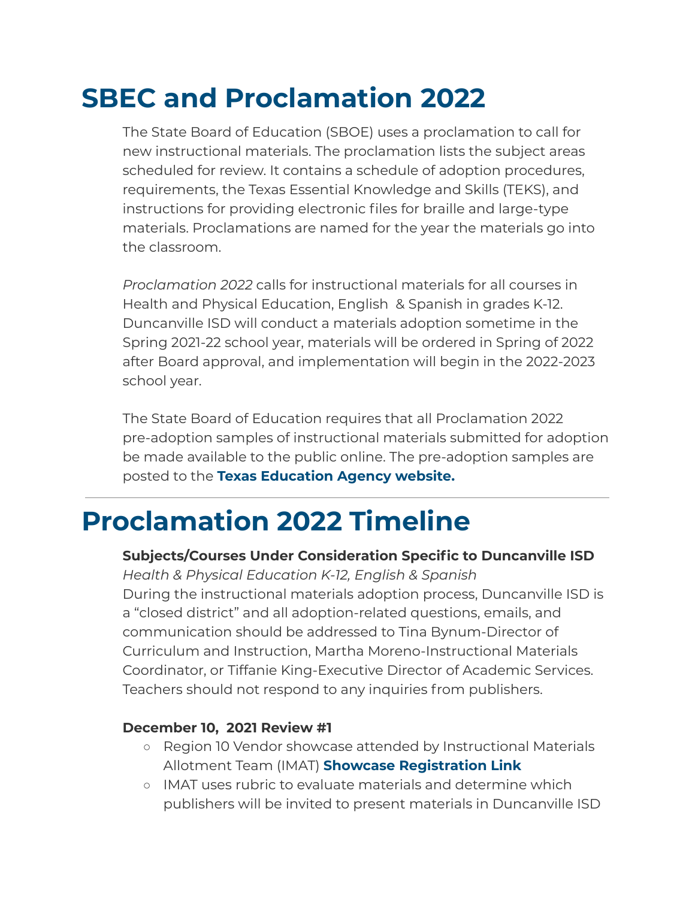# SBEC and Proclamation 2022

The State Board of Education (SBOE) uses a proclamation to call for new instructional materials. The proclamation lists the subject areas scheduled for review. It contains a schedule of adoption procedures, requirements, the Texas Essential Knowledge and Skills (TEKS), and instructions for providing electronic files for braille and large-type materials. Proclamations are named for the year the materials go into the classroom.

*Proclamation 2022* calls for instructional materials for all courses in Health and Physical Education, English & Spanish in grades K-12. Duncanville ISD will conduct a materials adoption sometime in the Spring 2021-22 school year, materials will be ordered in Spring of 2022 after Board approval, and implementation will begin in the 2022-2023 school year.

The State Board of Education requires that all Proclamation 2022 pre-adoption samples of instructional materials submitted for adoption be made available to the public online. The pre-adoption samples are posted to the **Texas Education Agency website.**

---

# Proclamation 2022 Timeline

**Subjects/Courses Under Consideration Specific to Duncanville ISD**
*Health & Physical Education K-12, English & Spanish*
During the instructional materials adoption process, Duncanville ISD is a "closed district" and all adoption-related questions, emails, and communication should be addressed to Tina Bynum-Director of Curriculum and Instruction, Martha Moreno-Instructional Materials Coordinator, or Tiffanie King-Executive Director of Academic Services. Teachers should not respond to any inquiries from publishers.

**December 10, 2021 Review #1**

- Region 10 Vendor showcase attended by Instructional Materials Allotment Team (IMAT) **Showcase Registration Link**
- IMAT uses rubric to evaluate materials and determine which publishers will be invited to present materials in Duncanville ISD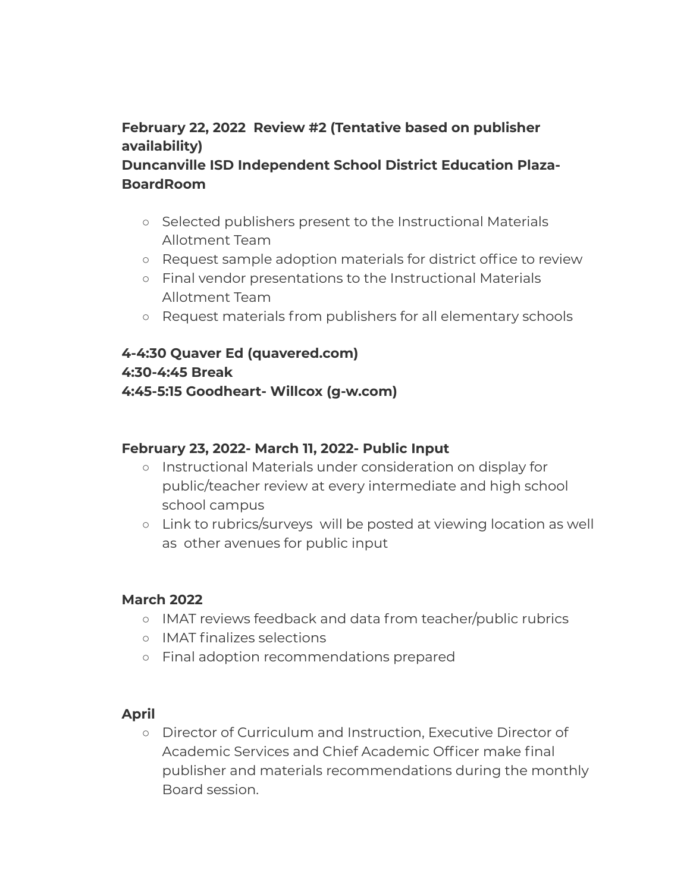**February 22, 2022  Review #2 (Tentative based on publisher availability)**
**Duncanville ISD Independent School District Education Plaza- BoardRoom**

- Selected publishers present to the Instructional Materials Allotment Team
- Request sample adoption materials for district office to review
- Final vendor presentations to the Instructional Materials Allotment Team
- Request materials from publishers for all elementary schools

**4-4:30 Quaver Ed (quavered.com)**
**4:30-4:45 Break**
**4:45-5:15 Goodheart- Willcox (g-w.com)**

**February 23, 2022- March 11, 2022- Public Input**

- Instructional Materials under consideration on display for public/teacher review at every intermediate and high school school campus
- Link to rubrics/surveys  will be posted at viewing location as well as  other avenues for public input

**March 2022**

- IMAT reviews feedback and data from teacher/public rubrics
- IMAT finalizes selections
- Final adoption recommendations prepared

**April**

- Director of Curriculum and Instruction, Executive Director of Academic Services and Chief Academic Officer make final publisher and materials recommendations during the monthly Board session.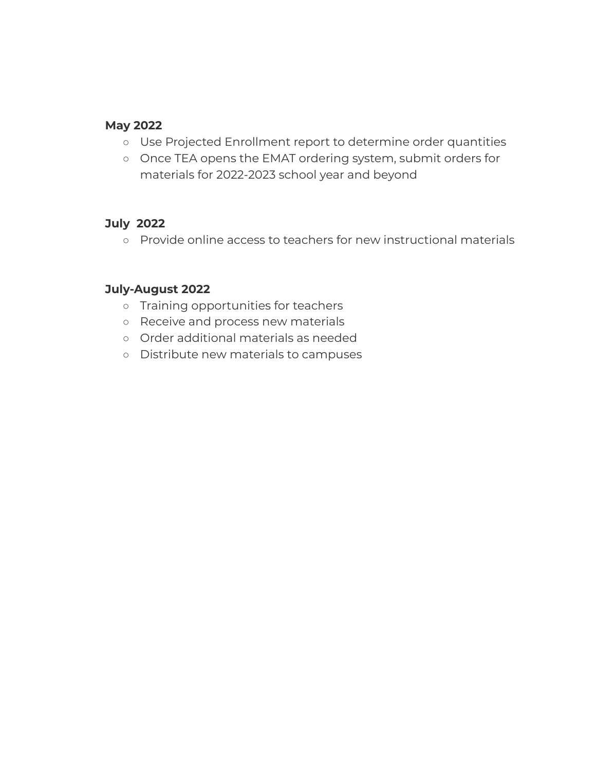**May 2022**

- Use Projected Enrollment report to determine order quantities
- Once TEA opens the EMAT ordering system, submit orders for materials for 2022-2023 school year and beyond

**July 2022**

- Provide online access to teachers for new instructional materials

**July-August 2022**

- Training opportunities for teachers
- Receive and process new materials
- Order additional materials as needed
- Distribute new materials to campuses